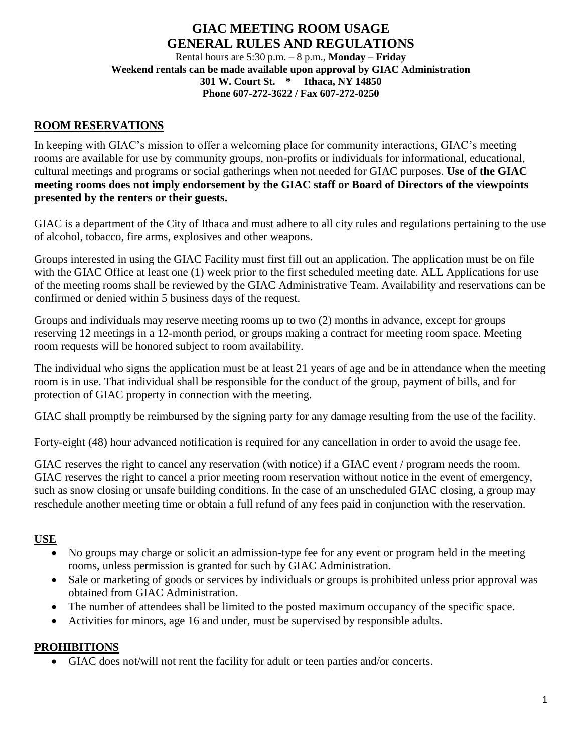# GIAC MEETING ROOM USAGE
# GENERAL RULES AND REGULATIONS

Rental hours are 5:30 p.m. – 8 p.m., **Monday – Friday**
**Weekend rentals can be made available upon approval by GIAC Administration**
**301 W. Court St. * Ithaca, NY 14850**
**Phone 607-272-3622 / Fax 607-272-0250**

## ROOM RESERVATIONS

In keeping with GIAC's mission to offer a welcoming place for community interactions, GIAC's meeting rooms are available for use by community groups, non-profits or individuals for informational, educational, cultural meetings and programs or social gatherings when not needed for GIAC purposes. **Use of the GIAC meeting rooms does not imply endorsement by the GIAC staff or Board of Directors of the viewpoints presented by the renters or their guests.**

GIAC is a department of the City of Ithaca and must adhere to all city rules and regulations pertaining to the use of alcohol, tobacco, fire arms, explosives and other weapons.

Groups interested in using the GIAC Facility must first fill out an application. The application must be on file with the GIAC Office at least one (1) week prior to the first scheduled meeting date. ALL Applications for use of the meeting rooms shall be reviewed by the GIAC Administrative Team. Availability and reservations can be confirmed or denied within 5 business days of the request.

Groups and individuals may reserve meeting rooms up to two (2) months in advance, except for groups reserving 12 meetings in a 12-month period, or groups making a contract for meeting room space. Meeting room requests will be honored subject to room availability.

The individual who signs the application must be at least 21 years of age and be in attendance when the meeting room is in use. That individual shall be responsible for the conduct of the group, payment of bills, and for protection of GIAC property in connection with the meeting.

GIAC shall promptly be reimbursed by the signing party for any damage resulting from the use of the facility.

Forty-eight (48) hour advanced notification is required for any cancellation in order to avoid the usage fee.

GIAC reserves the right to cancel any reservation (with notice) if a GIAC event / program needs the room. GIAC reserves the right to cancel a prior meeting room reservation without notice in the event of emergency, such as snow closing or unsafe building conditions. In the case of an unscheduled GIAC closing, a group may reschedule another meeting time or obtain a full refund of any fees paid in conjunction with the reservation.

## USE

- No groups may charge or solicit an admission-type fee for any event or program held in the meeting rooms, unless permission is granted for such by GIAC Administration.
- Sale or marketing of goods or services by individuals or groups is prohibited unless prior approval was obtained from GIAC Administration.
- The number of attendees shall be limited to the posted maximum occupancy of the specific space.
- Activities for minors, age 16 and under, must be supervised by responsible adults.

## PROHIBITIONS

- GIAC does not/will not rent the facility for adult or teen parties and/or concerts.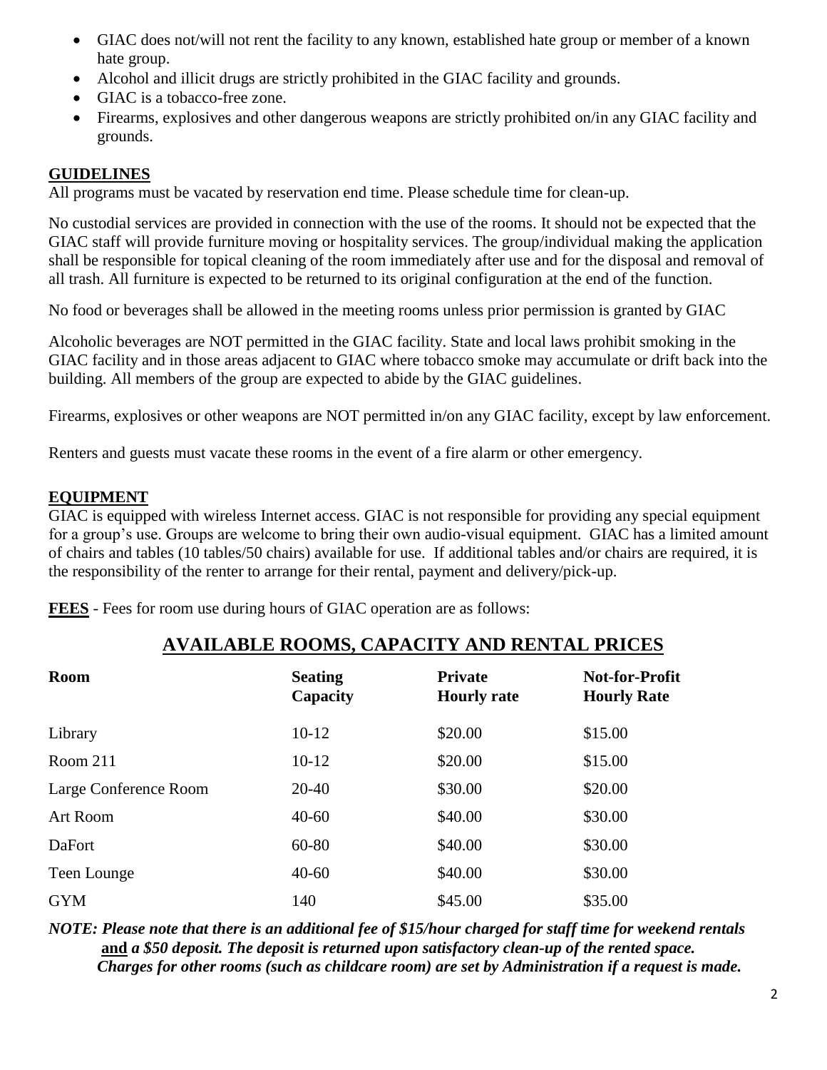- GIAC does not/will not rent the facility to any known, established hate group or member of a known hate group.
- Alcohol and illicit drugs are strictly prohibited in the GIAC facility and grounds.
- GIAC is a tobacco-free zone.
- Firearms, explosives and other dangerous weapons are strictly prohibited on/in any GIAC facility and grounds.

## GUIDELINES

All programs must be vacated by reservation end time. Please schedule time for clean-up.

No custodial services are provided in connection with the use of the rooms. It should not be expected that the GIAC staff will provide furniture moving or hospitality services. The group/individual making the application shall be responsible for topical cleaning of the room immediately after use and for the disposal and removal of all trash. All furniture is expected to be returned to its original configuration at the end of the function.

No food or beverages shall be allowed in the meeting rooms unless prior permission is granted by GIAC

Alcoholic beverages are NOT permitted in the GIAC facility. State and local laws prohibit smoking in the GIAC facility and in those areas adjacent to GIAC where tobacco smoke may accumulate or drift back into the building. All members of the group are expected to abide by the GIAC guidelines.

Firearms, explosives or other weapons are NOT permitted in/on any GIAC facility, except by law enforcement.

Renters and guests must vacate these rooms in the event of a fire alarm or other emergency.

## EQUIPMENT

GIAC is equipped with wireless Internet access. GIAC is not responsible for providing any special equipment for a group's use. Groups are welcome to bring their own audio-visual equipment. GIAC has a limited amount of chairs and tables (10 tables/50 chairs) available for use. If additional tables and/or chairs are required, it is the responsibility of the renter to arrange for their rental, payment and delivery/pick-up.

**FEES** - Fees for room use during hours of GIAC operation are as follows:

## AVAILABLE ROOMS, CAPACITY AND RENTAL PRICES

| Room | Seating Capacity | Private Hourly rate | Not-for-Profit Hourly Rate |
|---|---|---|---|
| Library | 10-12 | \$20.00 | \$15.00 |
| Room 211 | 10-12 | \$20.00 | \$15.00 |
| Large Conference Room | 20-40 | \$30.00 | \$20.00 |
| Art Room | 40-60 | \$40.00 | \$30.00 |
| DaFort | 60-80 | \$40.00 | \$30.00 |
| Teen Lounge | 40-60 | \$40.00 | \$30.00 |
| GYM | 140 | \$45.00 | \$35.00 |

***NOTE: Please note that there is an additional fee of \$15/hour charged for staff time for weekend rentals*** ***and*** ***a \$50 deposit. The deposit is returned upon satisfactory clean-up of the rented space. Charges for other rooms (such as childcare room) are set by Administration if a request is made.***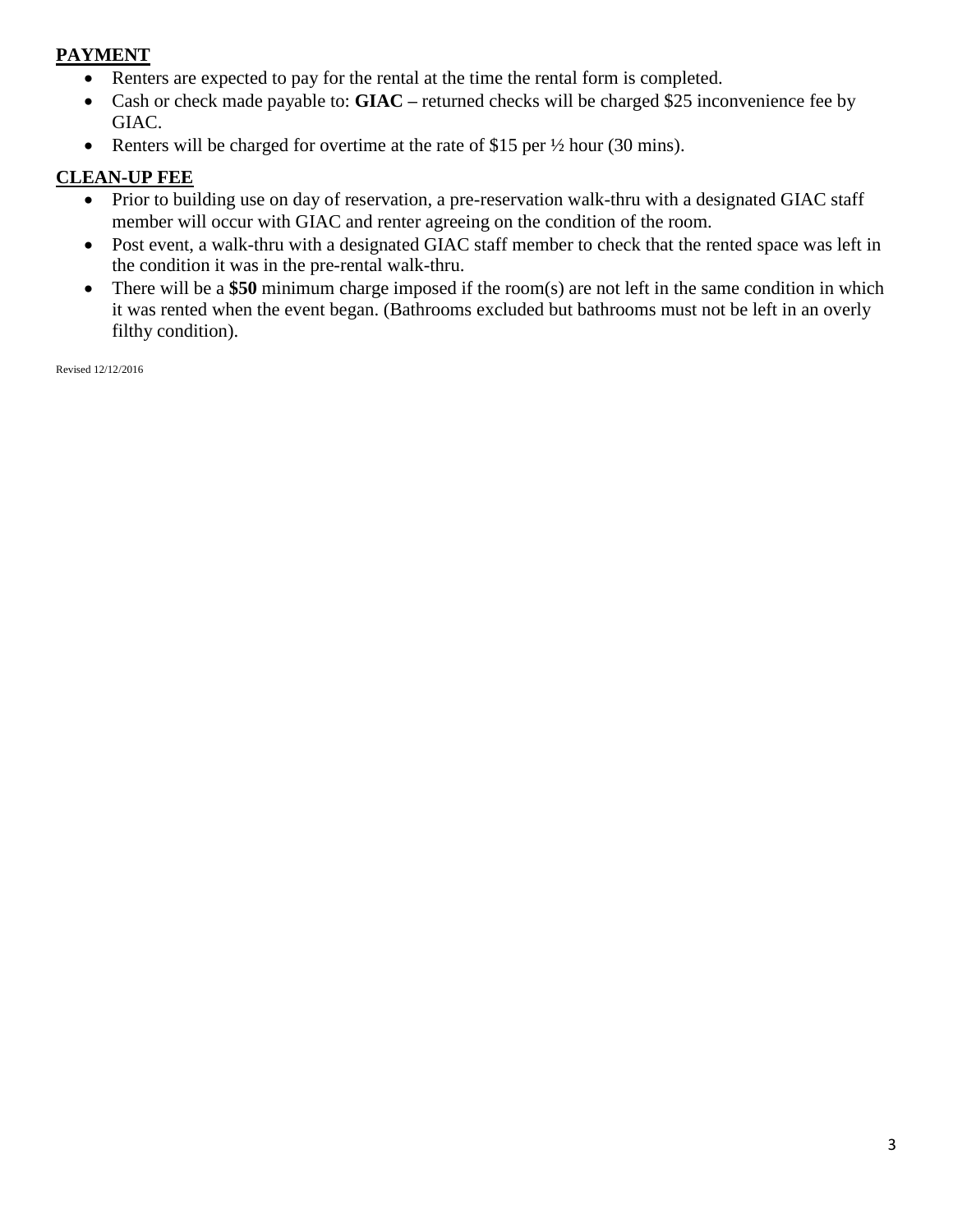**PAYMENT**

- Renters are expected to pay for the rental at the time the rental form is completed.
- Cash or check made payable to: **GIAC –** returned checks will be charged $25 inconvenience fee by GIAC.
- Renters will be charged for overtime at the rate of $15 per ½ hour (30 mins).

**CLEAN-UP FEE**

- Prior to building use on day of reservation, a pre-reservation walk-thru with a designated GIAC staff member will occur with GIAC and renter agreeing on the condition of the room.
- Post event, a walk-thru with a designated GIAC staff member to check that the rented space was left in the condition it was in the pre-rental walk-thru.
- There will be a **$50** minimum charge imposed if the room(s) are not left in the same condition in which it was rented when the event began. (Bathrooms excluded but bathrooms must not be left in an overly filthy condition).

Revised 12/12/2016